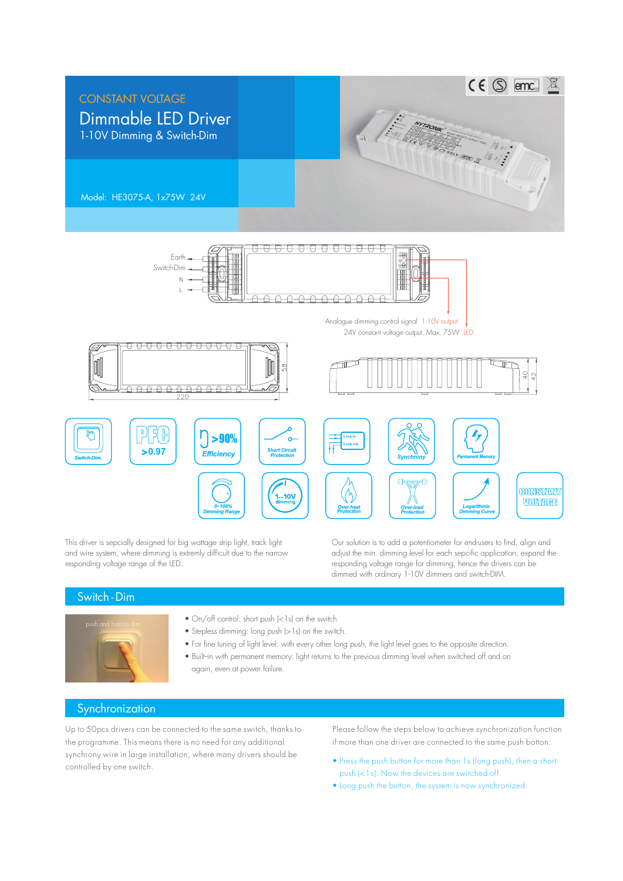CONSTANT VOLTAGE

# Dimmable LED Driver

1-10V Dimming & Switch-Dim

Model: HE3075-A, 1x75W 24V

Earth
Switch-Dim
N
L

Analogue dimming control signal 1-10V output
24V constant voltage output, Max. 75W LED

220
58
40
42

Switch-Dim. | PFC >0.97 | >90% Efficiency | Short Circuit Protection | Loop in Loop out | Synchrony | Permanent Memory

0~100% Dimming Range | 1...10V dimming | Over-heat Protection | Over-load Protection | Logarithmic Dimming Curve | CONSTANT VOLTAGE

This driver is sepcially designed for big wattage strip light, track light and wire system, where dimming is extremly difficult due to the narrow responding voltage range of the LED.

Our solution is to add a potentiometer for end-users to find, align and adjust the min. dimming level for each sepcific application, expand the responding voltage range for dimming, hence the drivers can be dimmed with ordinary 1-10V dimmers and switch-DIM.

## Switch - Dim

push and hold to dim

- On/off control: short push (<1s) on the switch.
- Stepless dimming: long push (>1s) on the switch.
- For fine tuning of light level: with every other long push, the light level goes to the opposite direction.
- Built-in with permanent memory: light returns to the previous dimming level when switched off and on again, even at power failure.

## Synchronization

Up to 50pcs drivers can be connected to the same switch, thanks to the programme. This means there is no need for any additional synchrony wire in large installation, where many drivers should be controlled by one switch.

Please follow the steps below to achieve synchronization function if more than one driver are connected to the same push botton:

- Press the push button for more than 1s (long push), then a short push (<1s). Now the devices are switched off.
- Long push the button, the system is now synchronized.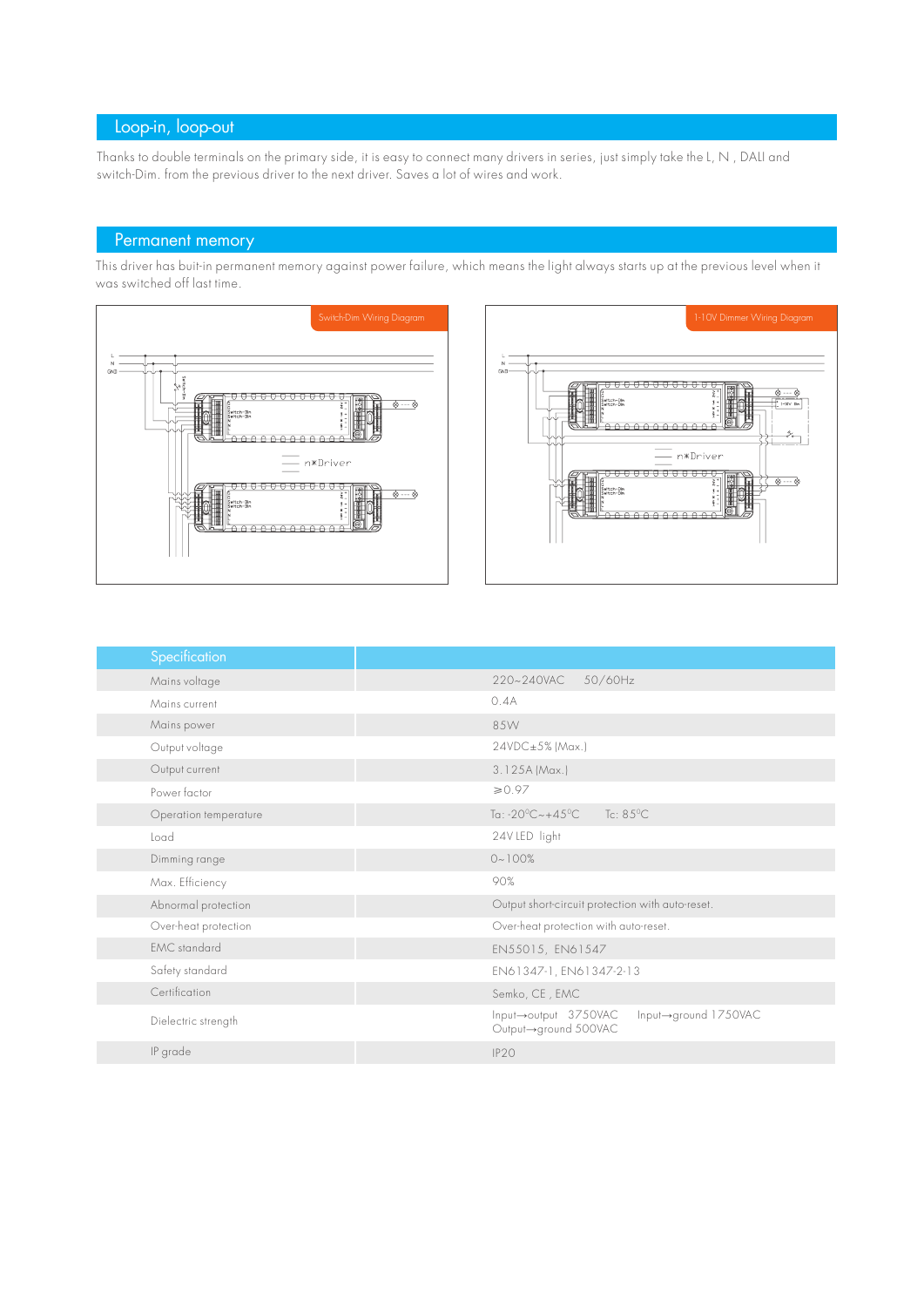## Loop-in, loop-out

Thanks to double terminals on the primary side, it is easy to connect many drivers in series, just simply take the L, N , DALI and switch-Dim. from the previous driver to the next driver. Saves a lot of wires and work.

## Permanent memory

This driver has buit-in permanent memory against power failure, which means the light always starts up at the previous level when it was switched off last time.

Switch-Dim Wiring Diagram

L
N
GND
n*Driver

1-10V Dimmer Wiring Diagram

L
N
GND
n*Driver

| Specification | |
|---|---|
| Mains voltage | 220~240VAC 50/60Hz |
| Mains current | 0.4A |
| Mains power | 85W |
| Output voltage | 24VDC±5% (Max.) |
| Output current | 3.125A (Max.) |
| Power factor | ⩾0.97 |
| Operation temperature | Ta: -20°C~+45°C Tc: 85°C |
| Load | 24V LED light |
| Dimming range | 0~100% |
| Max. Efficiency | 90% |
| Abnormal protection | Output short-circuit protection with auto-reset. |
| Over-heat protection | Over-heat protection with auto-reset. |
| EMC standard | EN55015, EN61547 |
| Safety standard | EN61347-1, EN61347-2-13 |
| Certification | Semko, CE , EMC |
| Dielectric strength | Input→output 3750VAC Input→ground 1750VAC<br>Output→ground 500VAC |
| IP grade | IP20 |